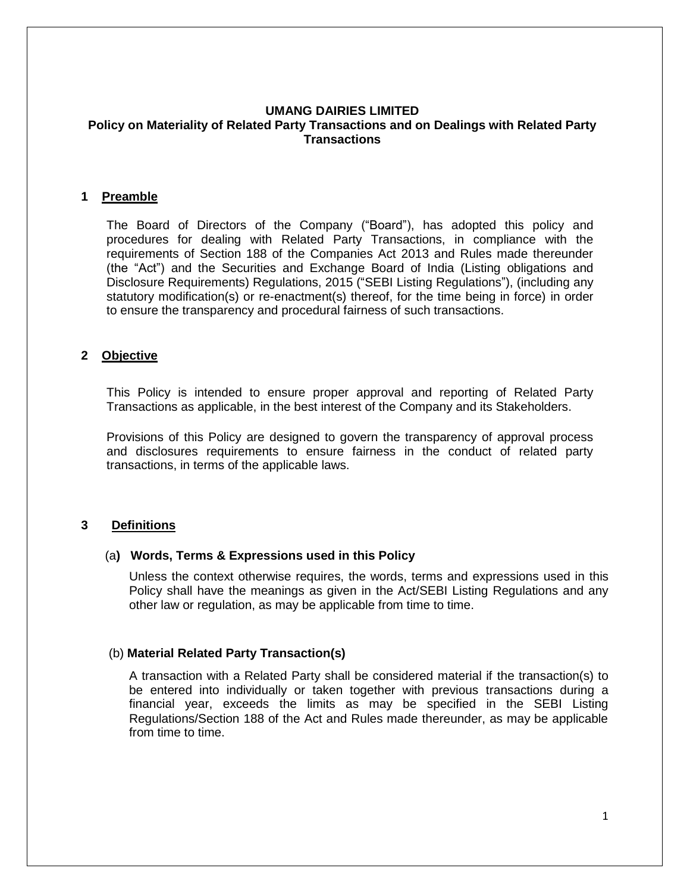# UMANG DAIRIES LIMITED

## Policy on Materiality of Related Party Transactions and on Dealings with Related Party Transactions

## 1 Preamble

The Board of Directors of the Company ("Board"), has adopted this policy and procedures for dealing with Related Party Transactions, in compliance with the requirements of Section 188 of the Companies Act 2013 and Rules made thereunder (the "Act") and the Securities and Exchange Board of India (Listing obligations and Disclosure Requirements) Regulations, 2015 ("SEBI Listing Regulations"), (including any statutory modification(s) or re-enactment(s) thereof, for the time being in force) in order to ensure the transparency and procedural fairness of such transactions.

## 2 Objective

This Policy is intended to ensure proper approval and reporting of Related Party Transactions as applicable, in the best interest of the Company and its Stakeholders.

Provisions of this Policy are designed to govern the transparency of approval process and disclosures requirements to ensure fairness in the conduct of related party transactions, in terms of the applicable laws.

## 3 Definitions

### (a) Words, Terms & Expressions used in this Policy

Unless the context otherwise requires, the words, terms and expressions used in this Policy shall have the meanings as given in the Act/SEBI Listing Regulations and any other law or regulation, as may be applicable from time to time.

### (b) Material Related Party Transaction(s)

A transaction with a Related Party shall be considered material if the transaction(s) to be entered into individually or taken together with previous transactions during a financial year, exceeds the limits as may be specified in the SEBI Listing Regulations/Section 188 of the Act and Rules made thereunder, as may be applicable from time to time.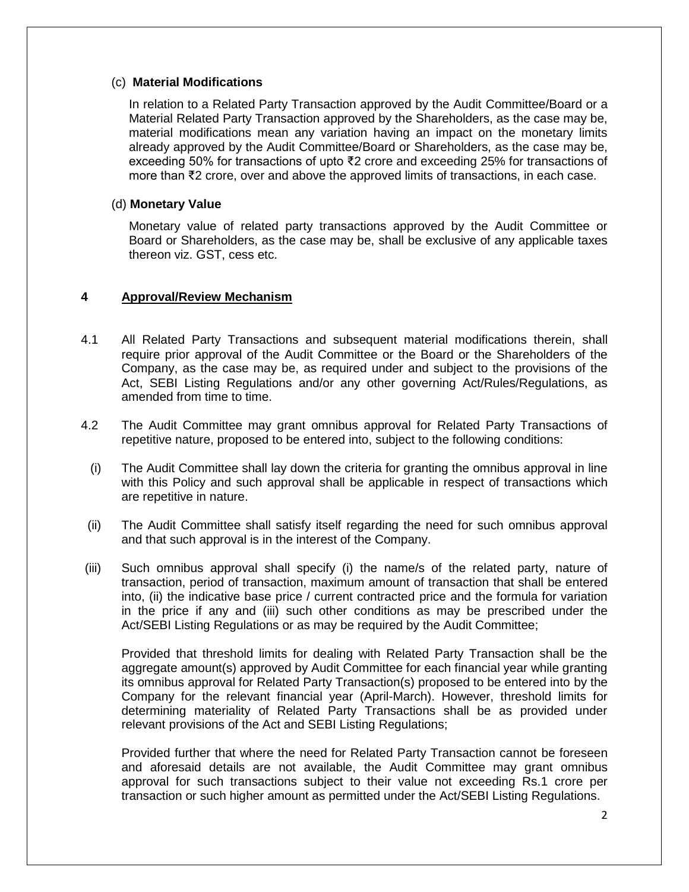(c) **Material Modifications**

In relation to a Related Party Transaction approved by the Audit Committee/Board or a Material Related Party Transaction approved by the Shareholders, as the case may be, material modifications mean any variation having an impact on the monetary limits already approved by the Audit Committee/Board or Shareholders, as the case may be, exceeding 50% for transactions of upto ₹2 crore and exceeding 25% for transactions of more than ₹2 crore, over and above the approved limits of transactions, in each case.

(d) **Monetary Value**

Monetary value of related party transactions approved by the Audit Committee or Board or Shareholders, as the case may be, shall be exclusive of any applicable taxes thereon viz. GST, cess etc.

## 4 Approval/Review Mechanism

4.1 All Related Party Transactions and subsequent material modifications therein, shall require prior approval of the Audit Committee or the Board or the Shareholders of the Company, as the case may be, as required under and subject to the provisions of the Act, SEBI Listing Regulations and/or any other governing Act/Rules/Regulations, as amended from time to time.

4.2 The Audit Committee may grant omnibus approval for Related Party Transactions of repetitive nature, proposed to be entered into, subject to the following conditions:

(i) The Audit Committee shall lay down the criteria for granting the omnibus approval in line with this Policy and such approval shall be applicable in respect of transactions which are repetitive in nature.

(ii) The Audit Committee shall satisfy itself regarding the need for such omnibus approval and that such approval is in the interest of the Company.

(iii) Such omnibus approval shall specify (i) the name/s of the related party, nature of transaction, period of transaction, maximum amount of transaction that shall be entered into, (ii) the indicative base price / current contracted price and the formula for variation in the price if any and (iii) such other conditions as may be prescribed under the Act/SEBI Listing Regulations or as may be required by the Audit Committee;

Provided that threshold limits for dealing with Related Party Transaction shall be the aggregate amount(s) approved by Audit Committee for each financial year while granting its omnibus approval for Related Party Transaction(s) proposed to be entered into by the Company for the relevant financial year (April-March). However, threshold limits for determining materiality of Related Party Transactions shall be as provided under relevant provisions of the Act and SEBI Listing Regulations;

Provided further that where the need for Related Party Transaction cannot be foreseen and aforesaid details are not available, the Audit Committee may grant omnibus approval for such transactions subject to their value not exceeding Rs.1 crore per transaction or such higher amount as permitted under the Act/SEBI Listing Regulations.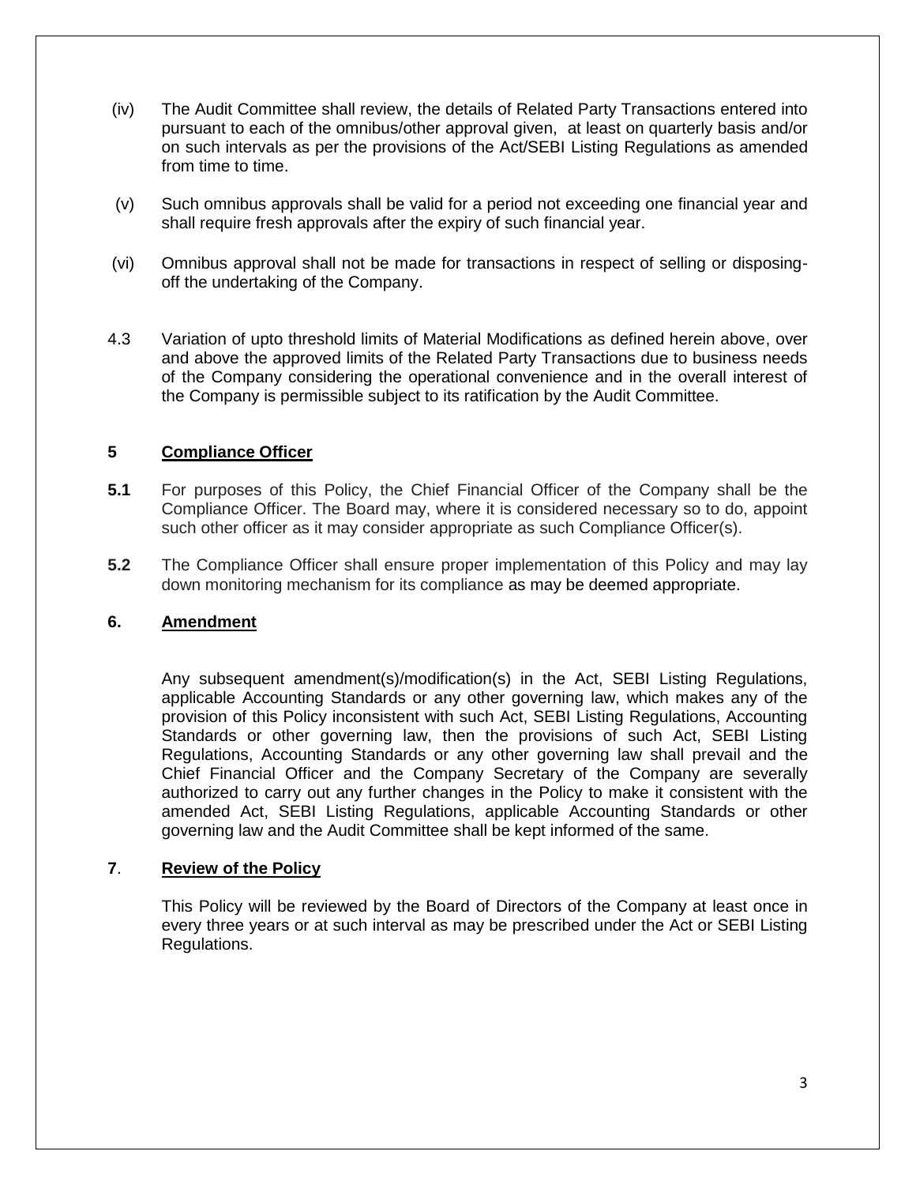(iv) The Audit Committee shall review, the details of Related Party Transactions entered into pursuant to each of the omnibus/other approval given, at least on quarterly basis and/or on such intervals as per the provisions of the Act/SEBI Listing Regulations as amended from time to time.

(v) Such omnibus approvals shall be valid for a period not exceeding one financial year and shall require fresh approvals after the expiry of such financial year.

(vi) Omnibus approval shall not be made for transactions in respect of selling or disposing-off the undertaking of the Company.

4.3 Variation of upto threshold limits of Material Modifications as defined herein above, over and above the approved limits of the Related Party Transactions due to business needs of the Company considering the operational convenience and in the overall interest of the Company is permissible subject to its ratification by the Audit Committee.

## 5 Compliance Officer

**5.1** For purposes of this Policy, the Chief Financial Officer of the Company shall be the Compliance Officer. The Board may, where it is considered necessary so to do, appoint such other officer as it may consider appropriate as such Compliance Officer(s).

**5.2** The Compliance Officer shall ensure proper implementation of this Policy and may lay down monitoring mechanism for its compliance as may be deemed appropriate.

## 6. Amendment

Any subsequent amendment(s)/modification(s) in the Act, SEBI Listing Regulations, applicable Accounting Standards or any other governing law, which makes any of the provision of this Policy inconsistent with such Act, SEBI Listing Regulations, Accounting Standards or other governing law, then the provisions of such Act, SEBI Listing Regulations, Accounting Standards or any other governing law shall prevail and the Chief Financial Officer and the Company Secretary of the Company are severally authorized to carry out any further changes in the Policy to make it consistent with the amended Act, SEBI Listing Regulations, applicable Accounting Standards or other governing law and the Audit Committee shall be kept informed of the same.

## 7. Review of the Policy

This Policy will be reviewed by the Board of Directors of the Company at least once in every three years or at such interval as may be prescribed under the Act or SEBI Listing Regulations.